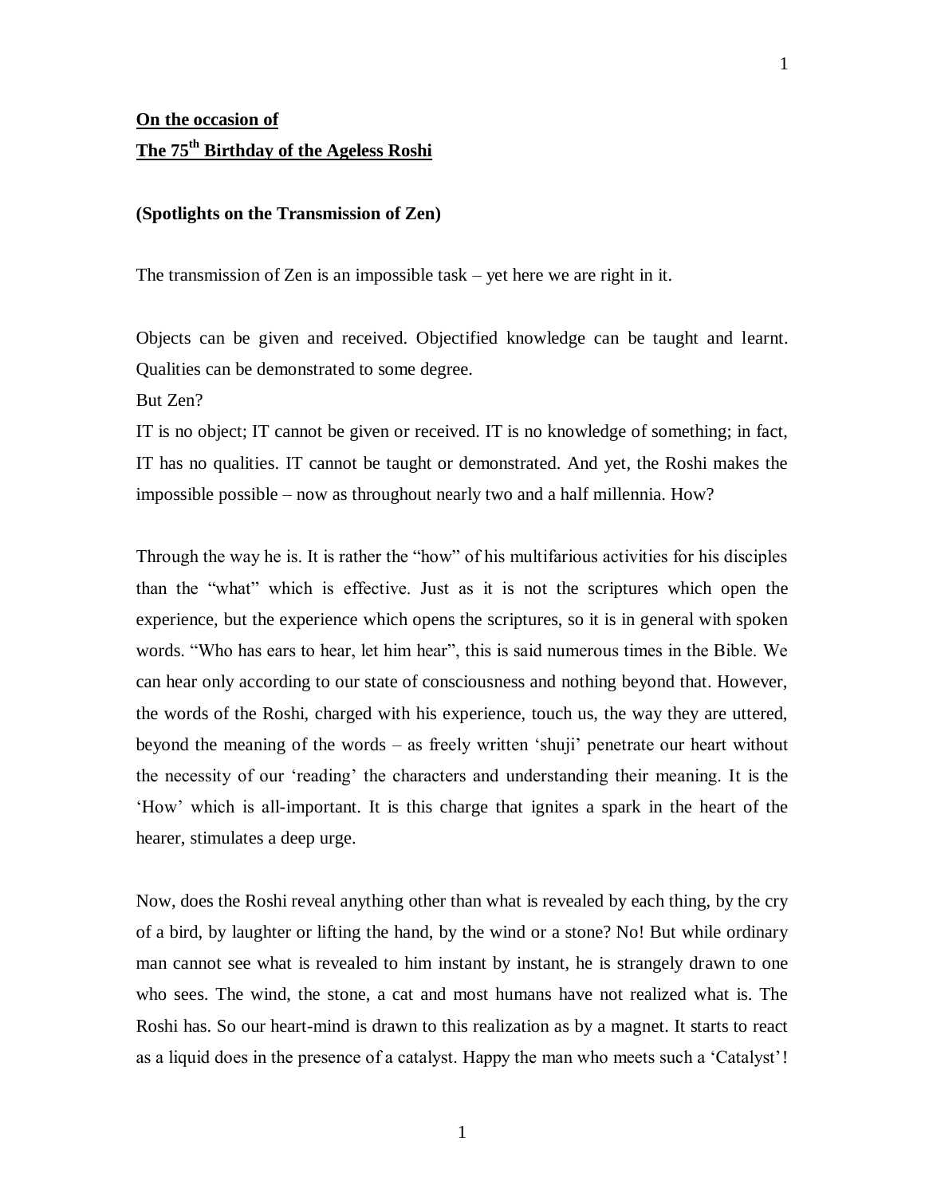**On the occasion of**

**The 75th Birthday of the Ageless Roshi**

**(Spotlights on the Transmission of Zen)**

The transmission of Zen is an impossible task – yet here we are right in it.

Objects can be given and received. Objectified knowledge can be taught and learnt. Qualities can be demonstrated to some degree.
But Zen?
IT is no object; IT cannot be given or received. IT is no knowledge of something; in fact, IT has no qualities. IT cannot be taught or demonstrated. And yet, the Roshi makes the impossible possible – now as throughout nearly two and a half millennia. How?

Through the way he is. It is rather the "how" of his multifarious activities for his disciples than the "what" which is effective. Just as it is not the scriptures which open the experience, but the experience which opens the scriptures, so it is in general with spoken words. "Who has ears to hear, let him hear", this is said numerous times in the Bible. We can hear only according to our state of consciousness and nothing beyond that. However, the words of the Roshi, charged with his experience, touch us, the way they are uttered, beyond the meaning of the words – as freely written 'shuji' penetrate our heart without the necessity of our 'reading' the characters and understanding their meaning. It is the 'How' which is all-important. It is this charge that ignites a spark in the heart of the hearer, stimulates a deep urge.

Now, does the Roshi reveal anything other than what is revealed by each thing, by the cry of a bird, by laughter or lifting the hand, by the wind or a stone? No! But while ordinary man cannot see what is revealed to him instant by instant, he is strangely drawn to one who sees. The wind, the stone, a cat and most humans have not realized what is. The Roshi has. So our heart-mind is drawn to this realization as by a magnet. It starts to react as a liquid does in the presence of a catalyst. Happy the man who meets such a 'Catalyst'!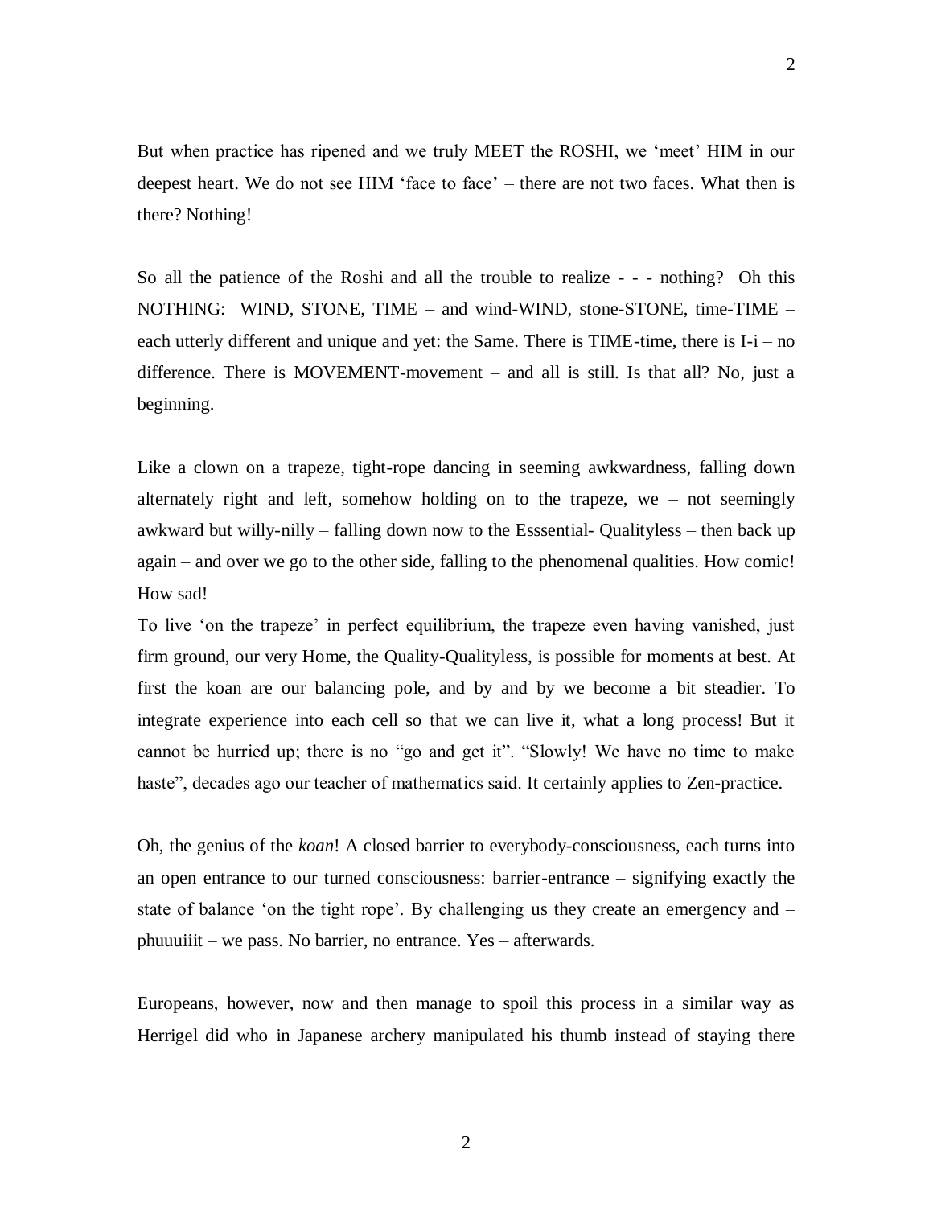But when practice has ripened and we truly MEET the ROSHI, we 'meet' HIM in our deepest heart. We do not see HIM 'face to face' – there are not two faces. What then is there? Nothing!

So all the patience of the Roshi and all the trouble to realize - - - nothing? Oh this NOTHING: WIND, STONE, TIME – and wind-WIND, stone-STONE, time-TIME – each utterly different and unique and yet: the Same. There is TIME-time, there is I-i – no difference. There is MOVEMENT-movement – and all is still. Is that all? No, just a beginning.

Like a clown on a trapeze, tight-rope dancing in seeming awkwardness, falling down alternately right and left, somehow holding on to the trapeze, we – not seemingly awkward but willy-nilly – falling down now to the Esssential- Qualityless – then back up again – and over we go to the other side, falling to the phenomenal qualities. How comic! How sad!

To live 'on the trapeze' in perfect equilibrium, the trapeze even having vanished, just firm ground, our very Home, the Quality-Qualityless, is possible for moments at best. At first the koan are our balancing pole, and by and by we become a bit steadier. To integrate experience into each cell so that we can live it, what a long process! But it cannot be hurried up; there is no "go and get it". "Slowly! We have no time to make haste", decades ago our teacher of mathematics said. It certainly applies to Zen-practice.

Oh, the genius of the *koan*! A closed barrier to everybody-consciousness, each turns into an open entrance to our turned consciousness: barrier-entrance – signifying exactly the state of balance 'on the tight rope'. By challenging us they create an emergency and – phuuuiiit – we pass. No barrier, no entrance. Yes – afterwards.

Europeans, however, now and then manage to spoil this process in a similar way as Herrigel did who in Japanese archery manipulated his thumb instead of staying there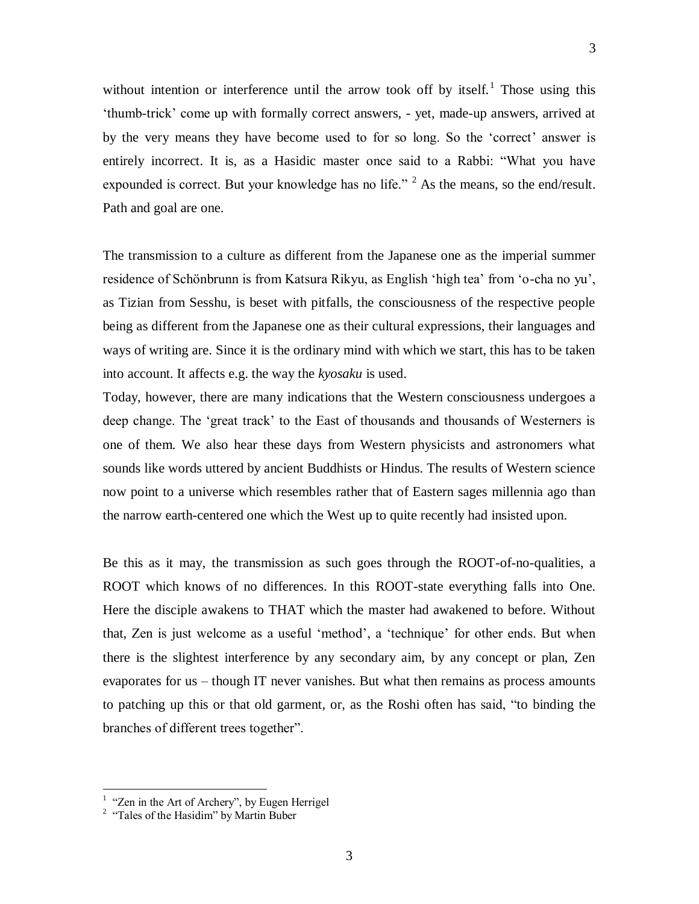without intention or interference until the arrow took off by itself.[1] Those using this 'thumb-trick' come up with formally correct answers, - yet, made-up answers, arrived at by the very means they have become used to for so long. So the 'correct' answer is entirely incorrect. It is, as a Hasidic master once said to a Rabbi: "What you have expounded is correct. But your knowledge has no life." [2] As the means, so the end/result. Path and goal are one.

The transmission to a culture as different from the Japanese one as the imperial summer residence of Schönbrunn is from Katsura Rikyu, as English 'high tea' from 'o-cha no yu', as Tizian from Sesshu, is beset with pitfalls, the consciousness of the respective people being as different from the Japanese one as their cultural expressions, their languages and ways of writing are. Since it is the ordinary mind with which we start, this has to be taken into account. It affects e.g. the way the *kyosaku* is used.

Today, however, there are many indications that the Western consciousness undergoes a deep change. The 'great track' to the East of thousands and thousands of Westerners is one of them. We also hear these days from Western physicists and astronomers what sounds like words uttered by ancient Buddhists or Hindus. The results of Western science now point to a universe which resembles rather that of Eastern sages millennia ago than the narrow earth-centered one which the West up to quite recently had insisted upon.

Be this as it may, the transmission as such goes through the ROOT-of-no-qualities, a ROOT which knows of no differences. In this ROOT-state everything falls into One. Here the disciple awakens to THAT which the master had awakened to before. Without that, Zen is just welcome as a useful 'method', a 'technique' for other ends. But when there is the slightest interference by any secondary aim, by any concept or plan, Zen evaporates for us – though IT never vanishes. But what then remains as process amounts to patching up this or that old garment, or, as the Roshi often has said, "to binding the branches of different trees together".

---

[1] "Zen in the Art of Archery", by Eugen Herrigel

[2] "Tales of the Hasidim" by Martin Buber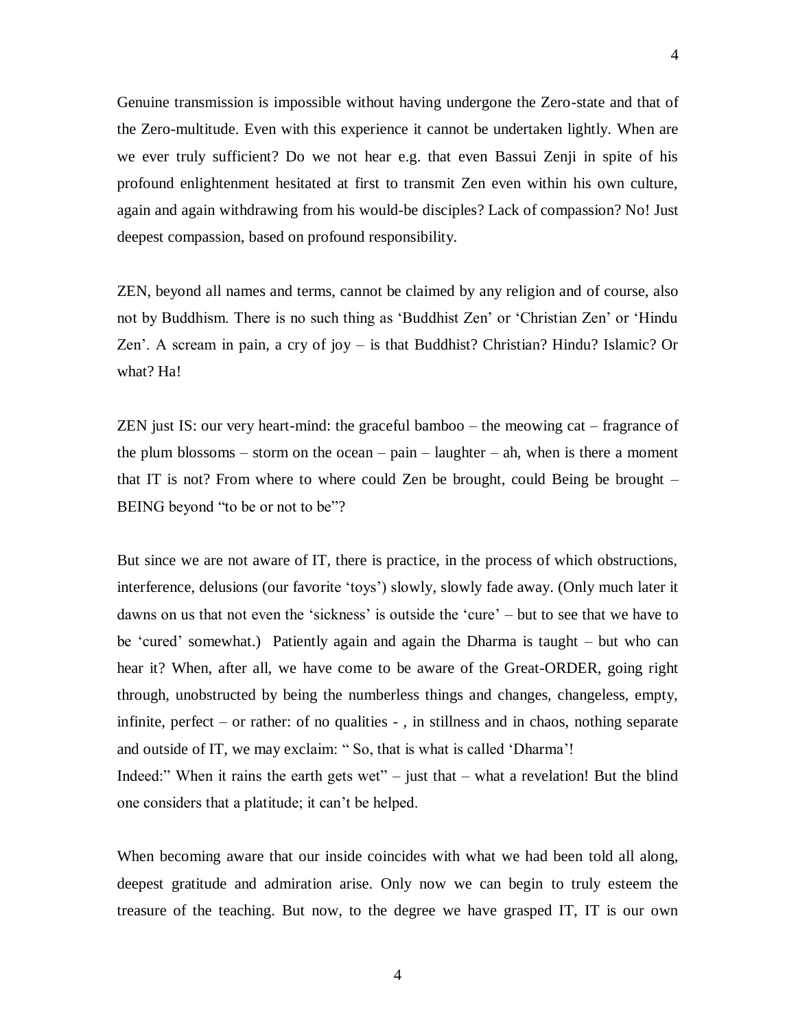Genuine transmission is impossible without having undergone the Zero-state and that of the Zero-multitude. Even with this experience it cannot be undertaken lightly. When are we ever truly sufficient? Do we not hear e.g. that even Bassui Zenji in spite of his profound enlightenment hesitated at first to transmit Zen even within his own culture, again and again withdrawing from his would-be disciples? Lack of compassion? No! Just deepest compassion, based on profound responsibility.

ZEN, beyond all names and terms, cannot be claimed by any religion and of course, also not by Buddhism. There is no such thing as 'Buddhist Zen' or 'Christian Zen' or 'Hindu Zen'. A scream in pain, a cry of joy – is that Buddhist? Christian? Hindu? Islamic? Or what? Ha!

ZEN just IS: our very heart-mind: the graceful bamboo – the meowing cat – fragrance of the plum blossoms – storm on the ocean – pain – laughter – ah, when is there a moment that IT is not? From where to where could Zen be brought, could Being be brought – BEING beyond "to be or not to be"?

But since we are not aware of IT, there is practice, in the process of which obstructions, interference, delusions (our favorite 'toys') slowly, slowly fade away. (Only much later it dawns on us that not even the 'sickness' is outside the 'cure' – but to see that we have to be 'cured' somewhat.) Patiently again and again the Dharma is taught – but who can hear it? When, after all, we have come to be aware of the Great-ORDER, going right through, unobstructed by being the numberless things and changes, changeless, empty, infinite, perfect – or rather: of no qualities - , in stillness and in chaos, nothing separate and outside of IT, we may exclaim: " So, that is what is called 'Dharma'!
Indeed:" When it rains the earth gets wet" – just that – what a revelation! But the blind one considers that a platitude; it can't be helped.

When becoming aware that our inside coincides with what we had been told all along, deepest gratitude and admiration arise. Only now we can begin to truly esteem the treasure of the teaching. But now, to the degree we have grasped IT, IT is our own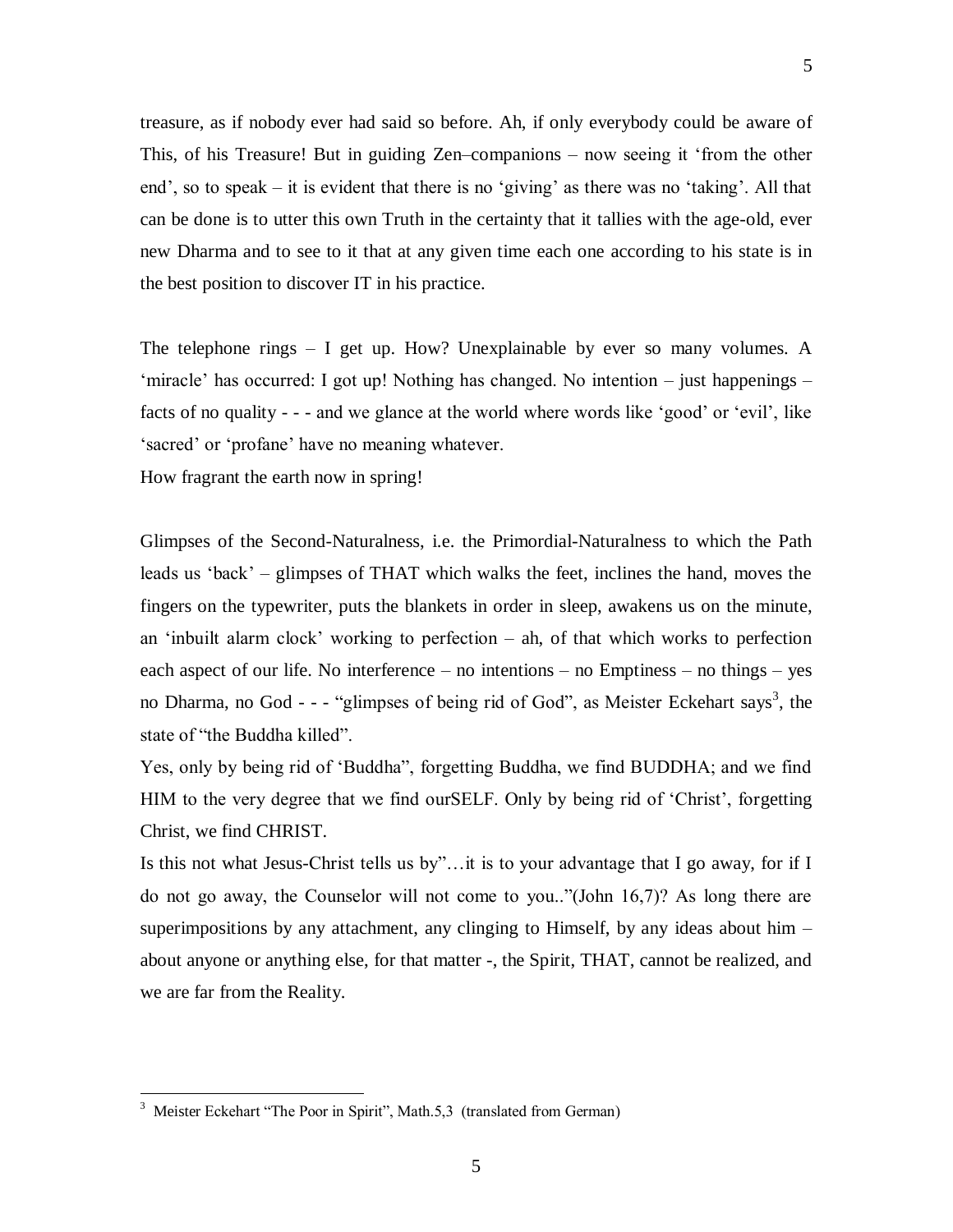treasure, as if nobody ever had said so before. Ah, if only everybody could be aware of This, of his Treasure! But in guiding Zen–companions – now seeing it 'from the other end', so to speak – it is evident that there is no 'giving' as there was no 'taking'. All that can be done is to utter this own Truth in the certainty that it tallies with the age-old, ever new Dharma and to see to it that at any given time each one according to his state is in the best position to discover IT in his practice.

The telephone rings – I get up. How? Unexplainable by ever so many volumes. A 'miracle' has occurred: I got up! Nothing has changed. No intention – just happenings – facts of no quality - - - and we glance at the world where words like 'good' or 'evil', like 'sacred' or 'profane' have no meaning whatever.
How fragrant the earth now in spring!

Glimpses of the Second-Naturalness, i.e. the Primordial-Naturalness to which the Path leads us 'back' – glimpses of THAT which walks the feet, inclines the hand, moves the fingers on the typewriter, puts the blankets in order in sleep, awakens us on the minute, an 'inbuilt alarm clock' working to perfection – ah, of that which works to perfection each aspect of our life. No interference – no intentions – no Emptiness – no things – yes no Dharma, no God - - - "glimpses of being rid of God", as Meister Eckehart says[3], the state of "the Buddha killed".
Yes, only by being rid of 'Buddha", forgetting Buddha, we find BUDDHA; and we find HIM to the very degree that we find ourSELF. Only by being rid of 'Christ', forgetting Christ, we find CHRIST.
Is this not what Jesus-Christ tells us by"…it is to your advantage that I go away, for if I do not go away, the Counselor will not come to you.."(John 16,7)? As long there are superimpositions by any attachment, any clinging to Himself, by any ideas about him – about anyone or anything else, for that matter -, the Spirit, THAT, cannot be realized, and we are far from the Reality.

---

[3] Meister Eckehart "The Poor in Spirit", Math.5,3 (translated from German)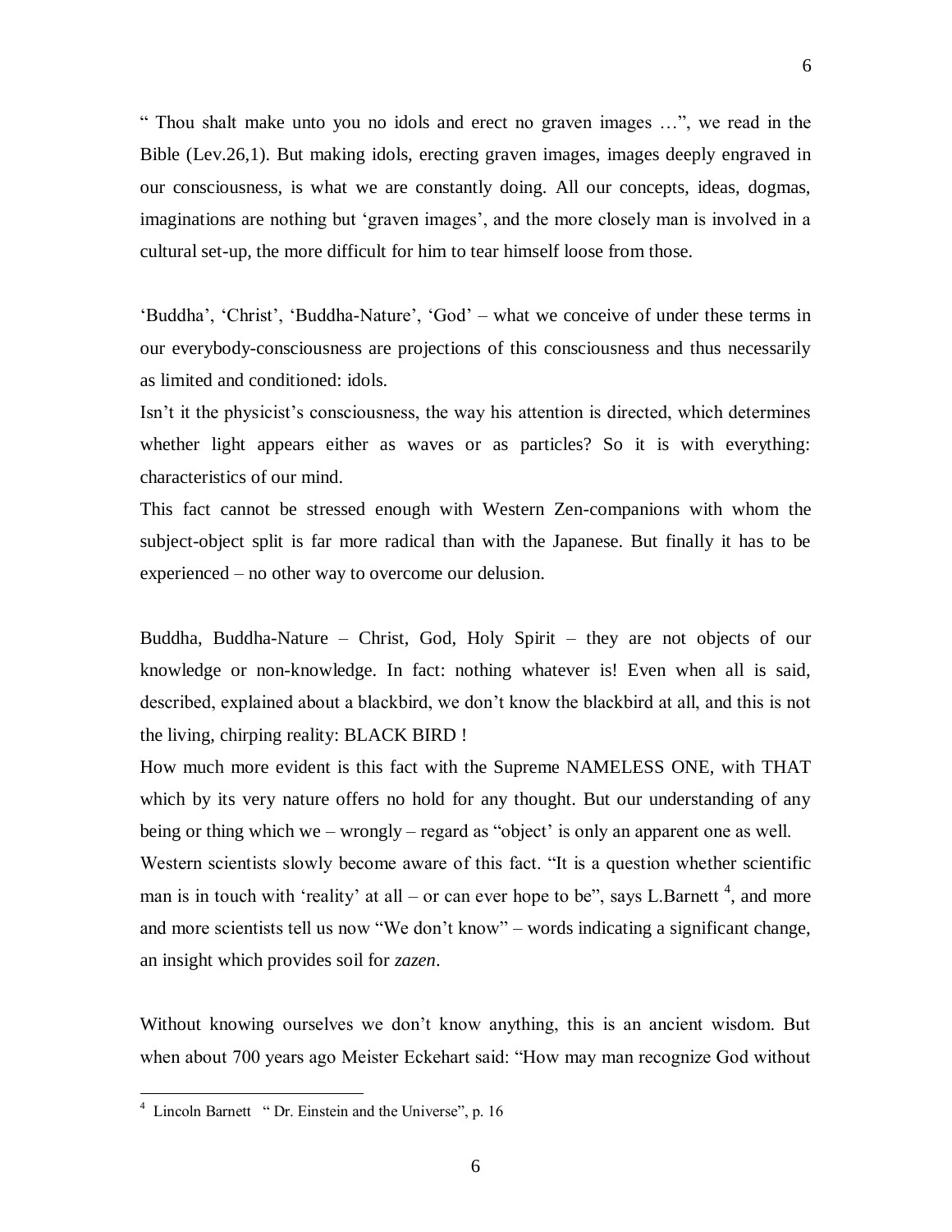" Thou shalt make unto you no idols and erect no graven images …", we read in the Bible (Lev.26,1). But making idols, erecting graven images, images deeply engraved in our consciousness, is what we are constantly doing. All our concepts, ideas, dogmas, imaginations are nothing but 'graven images', and the more closely man is involved in a cultural set-up, the more difficult for him to tear himself loose from those.

'Buddha', 'Christ', 'Buddha-Nature', 'God' – what we conceive of under these terms in our everybody-consciousness are projections of this consciousness and thus necessarily as limited and conditioned: idols.

Isn't it the physicist's consciousness, the way his attention is directed, which determines whether light appears either as waves or as particles? So it is with everything: characteristics of our mind.

This fact cannot be stressed enough with Western Zen-companions with whom the subject-object split is far more radical than with the Japanese. But finally it has to be experienced – no other way to overcome our delusion.

Buddha, Buddha-Nature – Christ, God, Holy Spirit – they are not objects of our knowledge or non-knowledge. In fact: nothing whatever is! Even when all is said, described, explained about a blackbird, we don't know the blackbird at all, and this is not the living, chirping reality: BLACK BIRD !

How much more evident is this fact with the Supreme NAMELESS ONE, with THAT which by its very nature offers no hold for any thought. But our understanding of any being or thing which we – wrongly – regard as "object' is only an apparent one as well.

Western scientists slowly become aware of this fact. "It is a question whether scientific man is in touch with 'reality' at all – or can ever hope to be", says L.Barnett [4], and more and more scientists tell us now "We don't know" – words indicating a significant change, an insight which provides soil for *zazen*.

Without knowing ourselves we don't know anything, this is an ancient wisdom. But when about 700 years ago Meister Eckehart said: "How may man recognize God without

---

[4] Lincoln Barnett " Dr. Einstein and the Universe", p. 16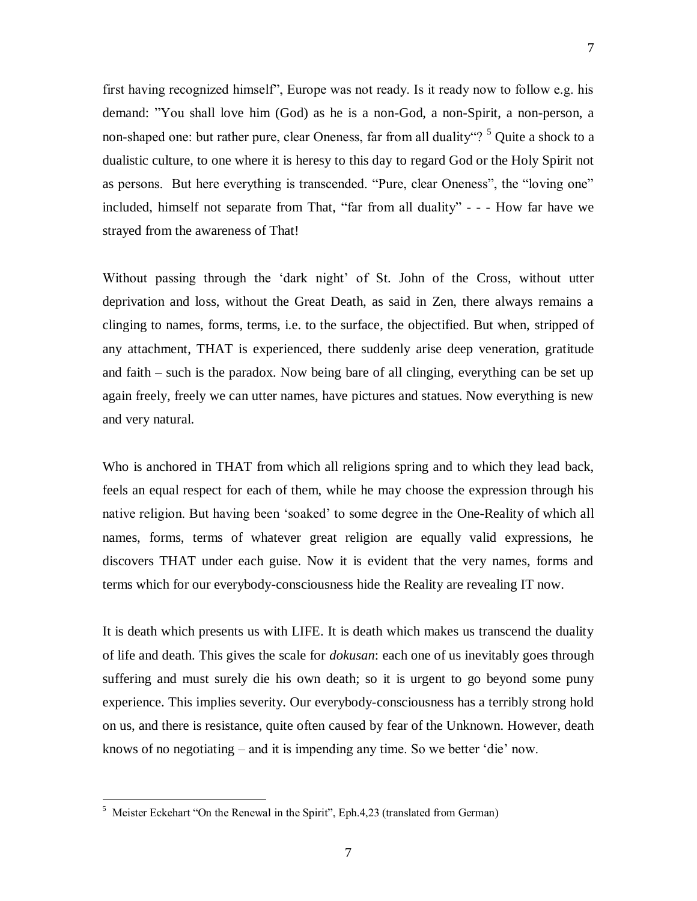first having recognized himself", Europe was not ready. Is it ready now to follow e.g. his demand: "You shall love him (God) as he is a non-God, a non-Spirit, a non-person, a non-shaped one: but rather pure, clear Oneness, far from all duality"? [5] Quite a shock to a dualistic culture, to one where it is heresy to this day to regard God or the Holy Spirit not as persons. But here everything is transcended. "Pure, clear Oneness", the "loving one" included, himself not separate from That, "far from all duality" - - - How far have we strayed from the awareness of That!

Without passing through the 'dark night' of St. John of the Cross, without utter deprivation and loss, without the Great Death, as said in Zen, there always remains a clinging to names, forms, terms, i.e. to the surface, the objectified. But when, stripped of any attachment, THAT is experienced, there suddenly arise deep veneration, gratitude and faith – such is the paradox. Now being bare of all clinging, everything can be set up again freely, freely we can utter names, have pictures and statues. Now everything is new and very natural.

Who is anchored in THAT from which all religions spring and to which they lead back, feels an equal respect for each of them, while he may choose the expression through his native religion. But having been 'soaked' to some degree in the One-Reality of which all names, forms, terms of whatever great religion are equally valid expressions, he discovers THAT under each guise. Now it is evident that the very names, forms and terms which for our everybody-consciousness hide the Reality are revealing IT now.

It is death which presents us with LIFE. It is death which makes us transcend the duality of life and death. This gives the scale for *dokusan*: each one of us inevitably goes through suffering and must surely die his own death; so it is urgent to go beyond some puny experience. This implies severity. Our everybody-consciousness has a terribly strong hold on us, and there is resistance, quite often caused by fear of the Unknown. However, death knows of no negotiating – and it is impending any time. So we better 'die' now.

---

[5] Meister Eckehart "On the Renewal in the Spirit", Eph.4,23 (translated from German)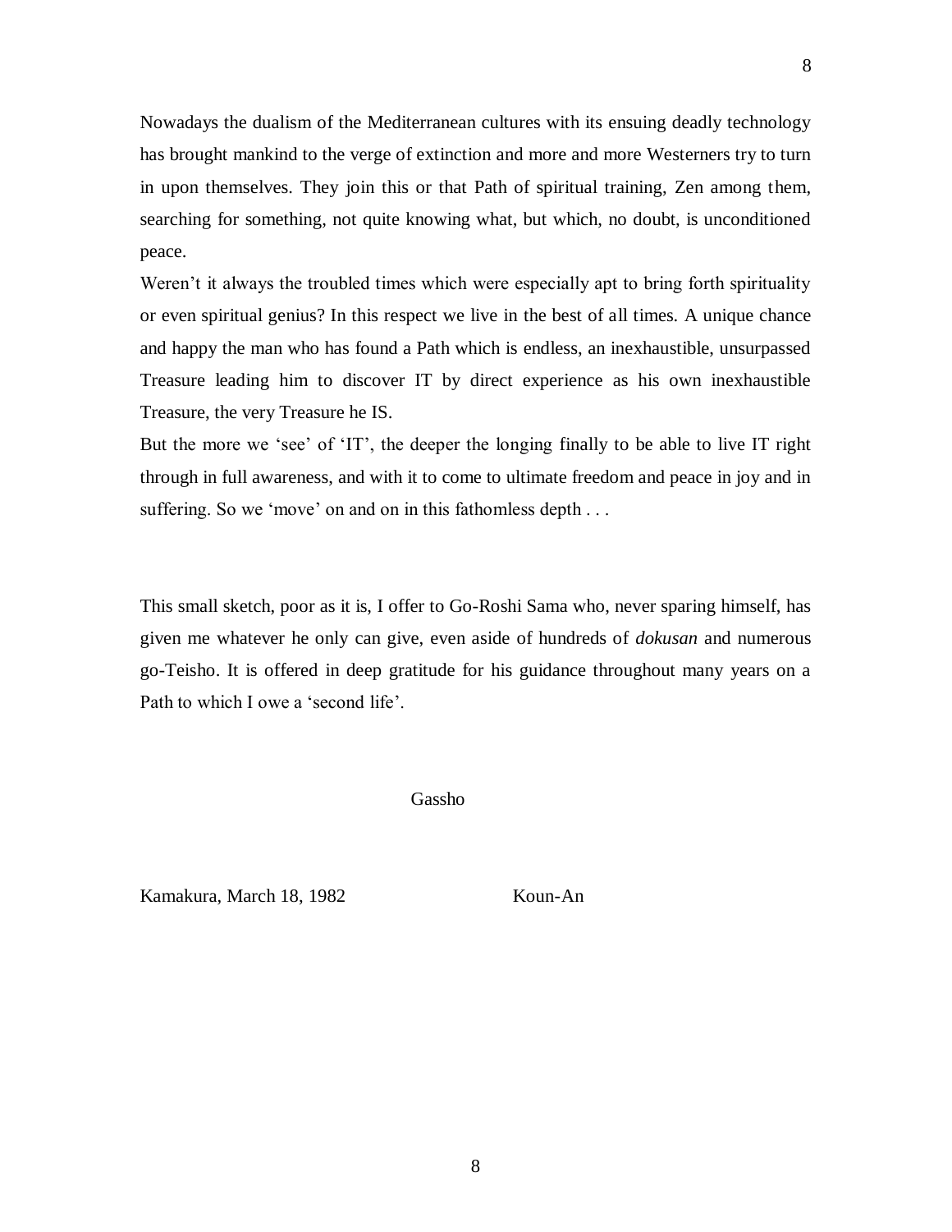Nowadays the dualism of the Mediterranean cultures with its ensuing deadly technology has brought mankind to the verge of extinction and more and more Westerners try to turn in upon themselves. They join this or that Path of spiritual training, Zen among them, searching for something, not quite knowing what, but which, no doubt, is unconditioned peace.

Weren't it always the troubled times which were especially apt to bring forth spirituality or even spiritual genius? In this respect we live in the best of all times. A unique chance and happy the man who has found a Path which is endless, an inexhaustible, unsurpassed Treasure leading him to discover IT by direct experience as his own inexhaustible Treasure, the very Treasure he IS.

But the more we 'see' of 'IT', the deeper the longing finally to be able to live IT right through in full awareness, and with it to come to ultimate freedom and peace in joy and in suffering. So we 'move' on and on in this fathomless depth . . .

This small sketch, poor as it is, I offer to Go-Roshi Sama who, never sparing himself, has given me whatever he only can give, even aside of hundreds of *dokusan* and numerous go-Teisho. It is offered in deep gratitude for his guidance throughout many years on a Path to which I owe a 'second life'.

Gassho

Kamakura, March 18, 1982 Koun-An